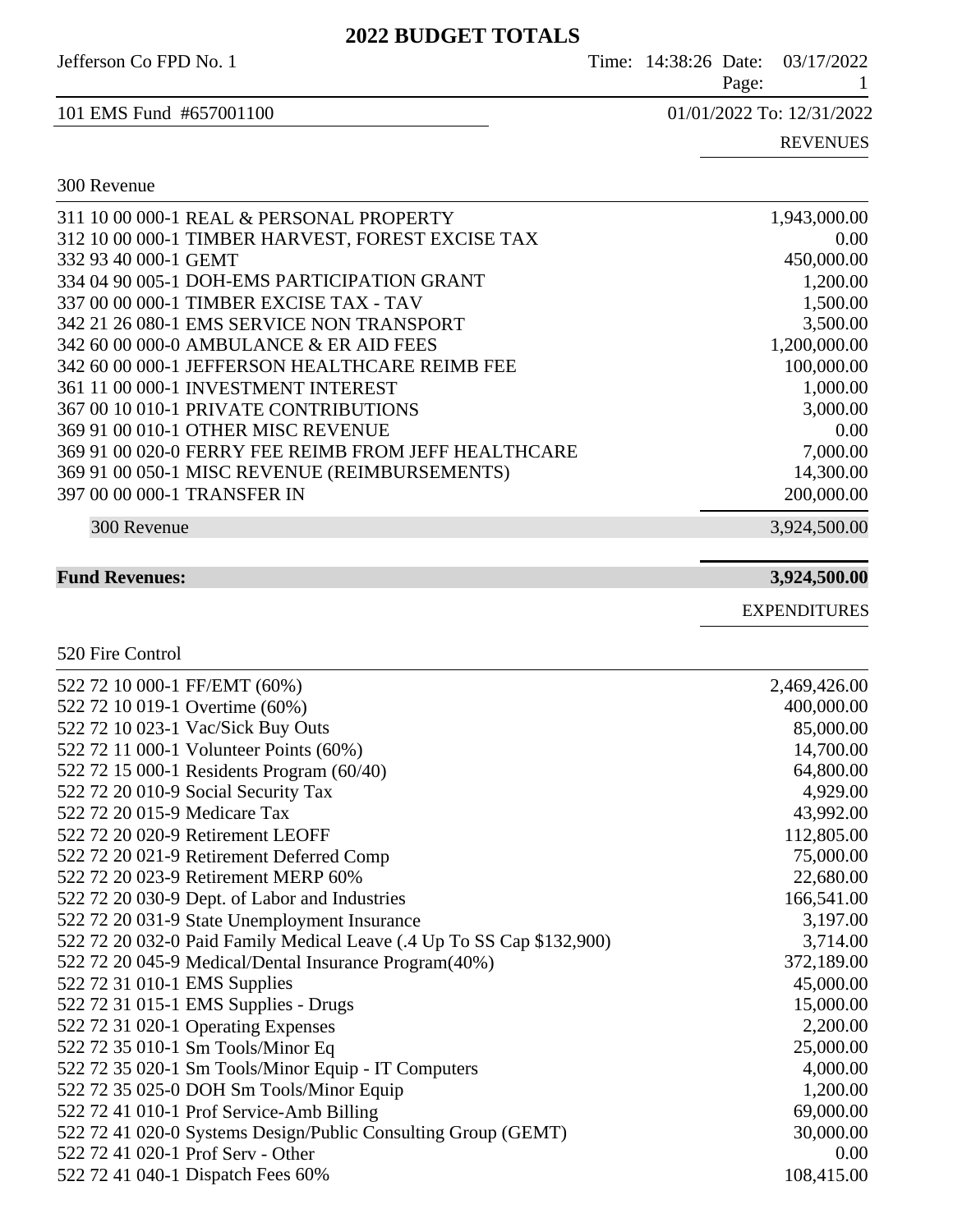# 2022 BUDGET TOTALS

Jefferson Co FPD No. 1 — Time: 14:38:26 Date: 03/17/2022

**101 EMS Fund #657001100** — 01/01/2022 To: 12/31/2022

## REVENUES

### 300 Revenue

| Account | Description | Amount |
|---|---|---|
| 311 10 00 000-1 | REAL & PERSONAL PROPERTY | 1,943,000.00 |
| 312 10 00 000-1 | TIMBER HARVEST, FOREST EXCISE TAX | 0.00 |
| 332 93 40 000-1 | GEMT | 450,000.00 |
| 334 04 90 005-1 | DOH-EMS PARTICIPATION GRANT | 1,200.00 |
| 337 00 00 000-1 | TIMBER EXCISE TAX - TAV | 1,500.00 |
| 342 21 26 080-1 | EMS SERVICE NON TRANSPORT | 3,500.00 |
| 342 60 00 000-0 | AMBULANCE & ER AID FEES | 1,200,000.00 |
| 342 60 00 000-1 | JEFFERSON HEALTHCARE REIMB FEE | 100,000.00 |
| 361 11 00 000-1 | INVESTMENT INTEREST | 1,000.00 |
| 367 00 10 010-1 | PRIVATE CONTRIBUTIONS | 3,000.00 |
| 369 91 00 010-1 | OTHER MISC REVENUE | 0.00 |
| 369 91 00 020-0 | FERRY FEE REIMB FROM JEFF HEALTHCARE | 7,000.00 |
| 369 91 00 050-1 | MISC REVENUE (REIMBURSEMENTS) | 14,300.00 |
| 397 00 00 000-1 | TRANSFER IN | 200,000.00 |
| | 300 Revenue | 3,924,500.00 |
| | **Fund Revenues:** | **3,924,500.00** |

## EXPENDITURES

### 520 Fire Control

| Account | Description | Amount |
|---|---|---|
| 522 72 10 000-1 | FF/EMT (60%) | 2,469,426.00 |
| 522 72 10 019-1 | Overtime (60%) | 400,000.00 |
| 522 72 10 023-1 | Vac/Sick Buy Outs | 85,000.00 |
| 522 72 11 000-1 | Volunteer Points (60%) | 14,700.00 |
| 522 72 15 000-1 | Residents Program (60/40) | 64,800.00 |
| 522 72 20 010-9 | Social Security Tax | 4,929.00 |
| 522 72 20 015-9 | Medicare Tax | 43,992.00 |
| 522 72 20 020-9 | Retirement LEOFF | 112,805.00 |
| 522 72 20 021-9 | Retirement Deferred Comp | 75,000.00 |
| 522 72 20 023-9 | Retirement MERP 60% | 22,680.00 |
| 522 72 20 030-9 | Dept. of Labor and Industries | 166,541.00 |
| 522 72 20 031-9 | State Unemployment Insurance | 3,197.00 |
| 522 72 20 032-0 | Paid Family Medical Leave (.4 Up To SS Cap $132,900) | 3,714.00 |
| 522 72 20 045-9 | Medical/Dental Insurance Program(40%) | 372,189.00 |
| 522 72 31 010-1 | EMS Supplies | 45,000.00 |
| 522 72 31 015-1 | EMS Supplies - Drugs | 15,000.00 |
| 522 72 31 020-1 | Operating Expenses | 2,200.00 |
| 522 72 35 010-1 | Sm Tools/Minor Eq | 25,000.00 |
| 522 72 35 020-1 | Sm Tools/Minor Equip - IT Computers | 4,000.00 |
| 522 72 35 025-0 | DOH Sm Tools/Minor Equip | 1,200.00 |
| 522 72 41 010-1 | Prof Service-Amb Billing | 69,000.00 |
| 522 72 41 020-0 | Systems Design/Public Consulting Group (GEMT) | 30,000.00 |
| 522 72 41 020-1 | Prof Serv - Other | 0.00 |
| 522 72 41 040-1 | Dispatch Fees 60% | 108,415.00 |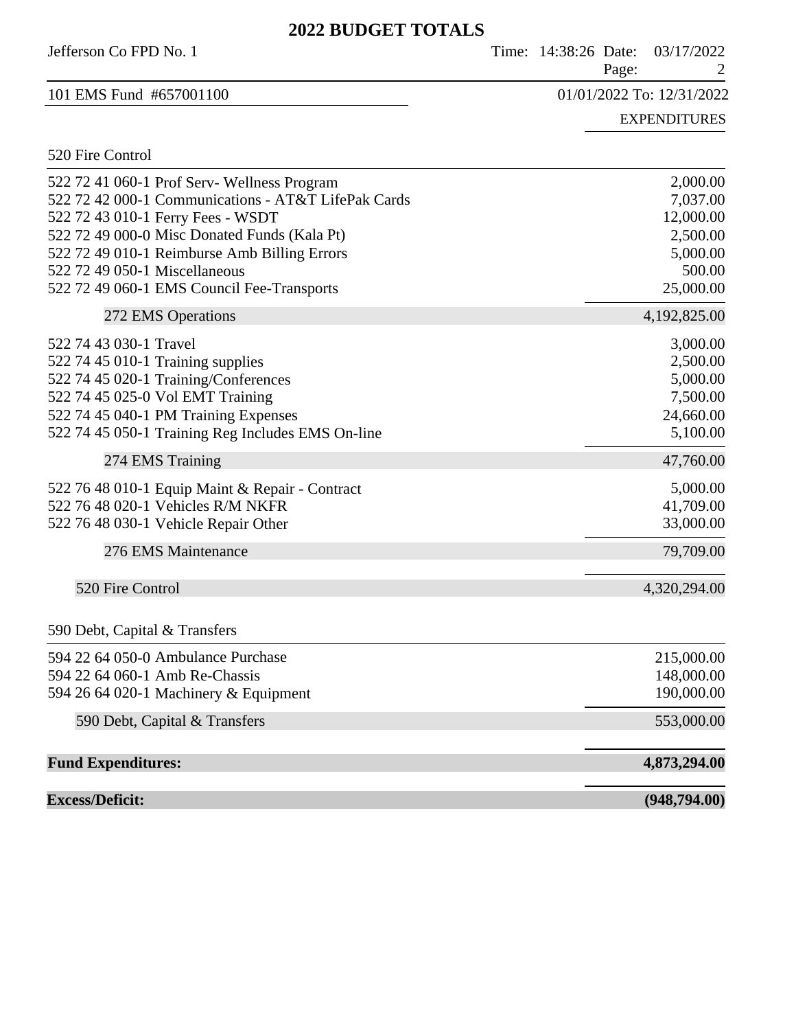# 2022 BUDGET TOTALS

Jefferson Co FPD No. 1

101 EMS Fund #657001100 — 01/01/2022 To: 12/31/2022

| | EXPENDITURES |
|---|---|
| **520 Fire Control** | |
| 522 72 41 060-1 Prof Serv- Wellness Program | 2,000.00 |
| 522 72 42 000-1 Communications - AT&T LifePak Cards | 7,037.00 |
| 522 72 43 010-1 Ferry Fees - WSDT | 12,000.00 |
| 522 72 49 000-0 Misc Donated Funds (Kala Pt) | 2,500.00 |
| 522 72 49 010-1 Reimburse Amb Billing Errors | 5,000.00 |
| 522 72 49 050-1 Miscellaneous | 500.00 |
| 522 72 49 060-1 EMS Council Fee-Transports | 25,000.00 |
| 272 EMS Operations | 4,192,825.00 |
| 522 74 43 030-1 Travel | 3,000.00 |
| 522 74 45 010-1 Training supplies | 2,500.00 |
| 522 74 45 020-1 Training/Conferences | 5,000.00 |
| 522 74 45 025-0 Vol EMT Training | 7,500.00 |
| 522 74 45 040-1 PM Training Expenses | 24,660.00 |
| 522 74 45 050-1 Training Reg Includes EMS On-line | 5,100.00 |
| 274 EMS Training | 47,760.00 |
| 522 76 48 010-1 Equip Maint & Repair - Contract | 5,000.00 |
| 522 76 48 020-1 Vehicles R/M NKFR | 41,709.00 |
| 522 76 48 030-1 Vehicle Repair Other | 33,000.00 |
| 276 EMS Maintenance | 79,709.00 |
| 520 Fire Control | 4,320,294.00 |
| **590 Debt, Capital & Transfers** | |
| 594 22 64 050-0 Ambulance Purchase | 215,000.00 |
| 594 22 64 060-1 Amb Re-Chassis | 148,000.00 |
| 594 26 64 020-1 Machinery & Equipment | 190,000.00 |
| 590 Debt, Capital & Transfers | 553,000.00 |
| **Fund Expenditures:** | **4,873,294.00** |
| **Excess/Deficit:** | **(948,794.00)** |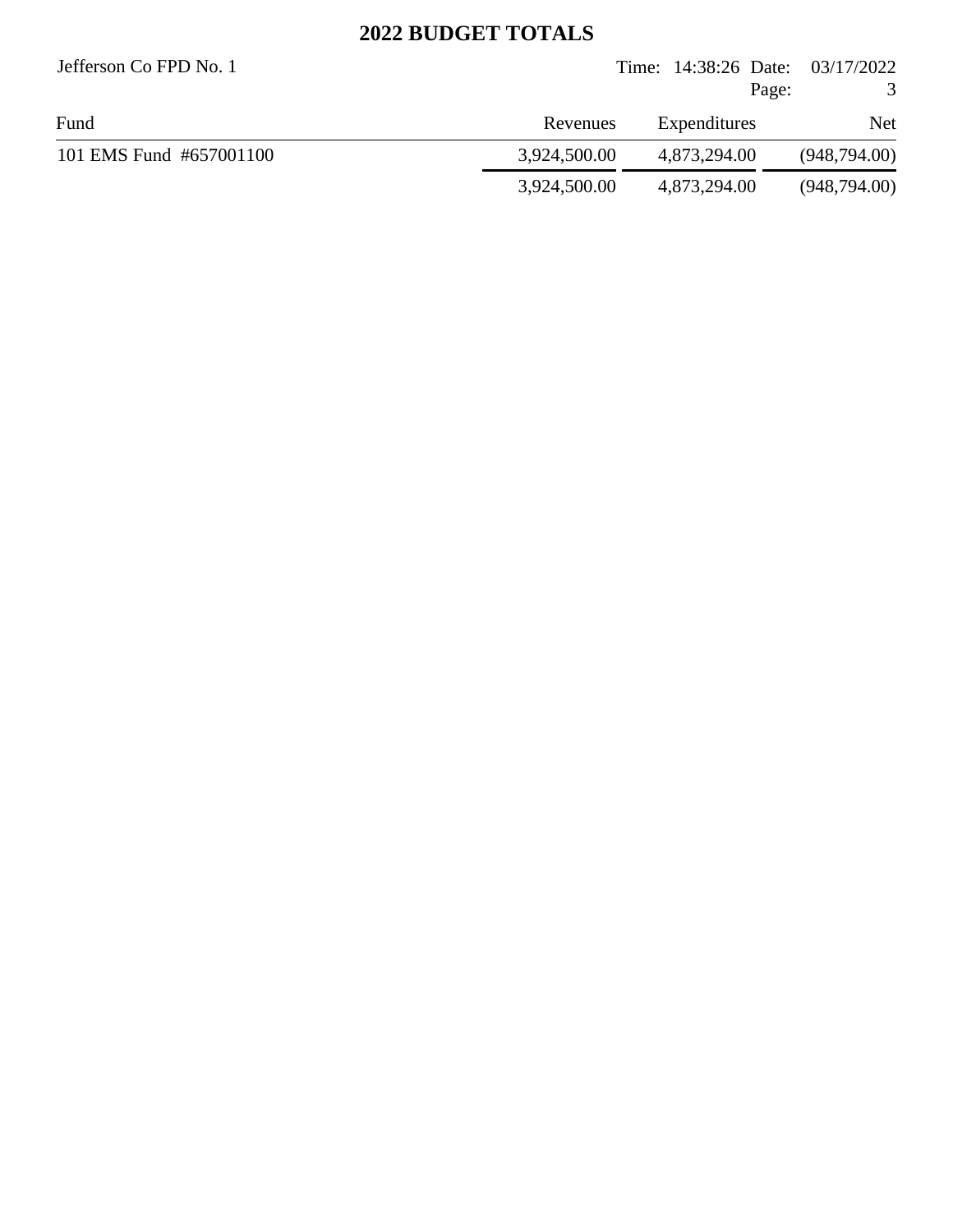# 2022 BUDGET TOTALS

Jefferson Co FPD No. 1

Time: 14:38:26 Date: 03/17/2022

| Fund | Revenues | Expenditures | Net |
| --- | --- | --- | --- |
| 101 EMS Fund #657001100 | 3,924,500.00 | 4,873,294.00 | (948,794.00) |
| | 3,924,500.00 | 4,873,294.00 | (948,794.00) |